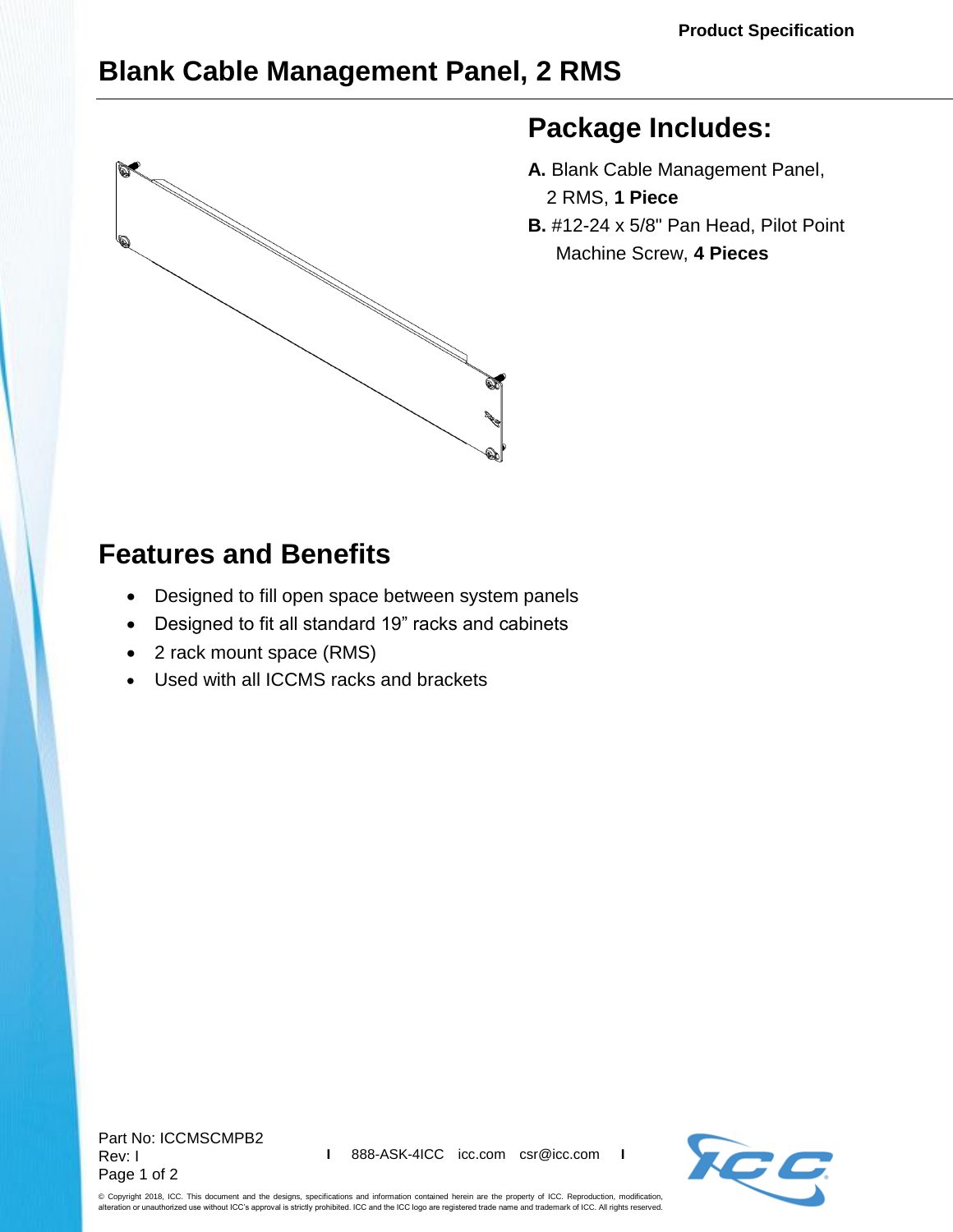Product Specification

# Blank Cable Management Panel, 2 RMS

## Package Includes:

**A.** Blank Cable Management Panel, 2 RMS, **1 Piece**

**B.** #12-24 x 5/8" Pan Head, Pilot Point Machine Screw, **4 Pieces**

## Features and Benefits

- Designed to fill open space between system panels
- Designed to fit all standard 19" racks and cabinets
- 2 rack mount space (RMS)
- Used with all ICCMS racks and brackets

Part No: ICCMSCMPB2
Rev: I

888-ASK-4ICC icc.com csr@icc.com

© Copyright 2018, ICC. This document and the designs, specifications and information contained herein are the property of ICC. Reproduction, modification, alteration or unauthorized use without ICC's approval is strictly prohibited. ICC and the ICC logo are registered trade name and trademark of ICC. All rights reserved.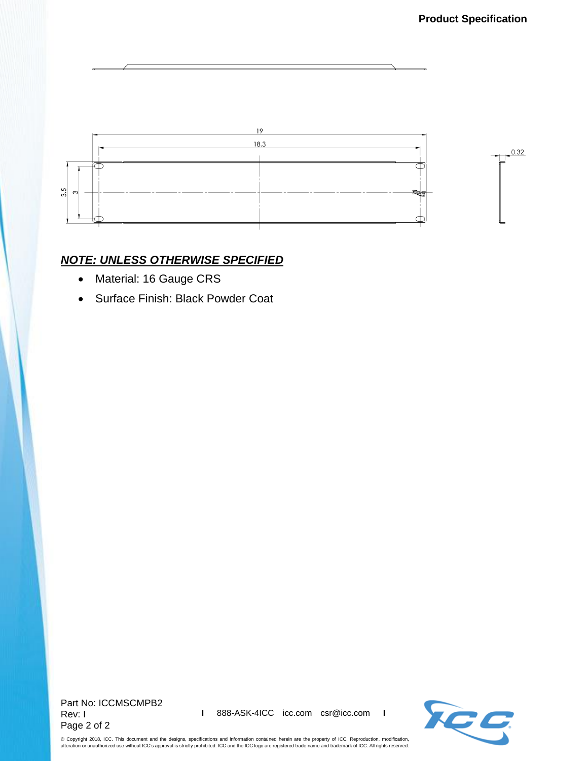19

18.3

3.5

3

0.32

***NOTE: UNLESS OTHERWISE SPECIFIED***

- Material: 16 Gauge CRS
- Surface Finish: Black Powder Coat

Part No: ICCMSCMPB2
Rev: I

888-ASK-4ICC icc.com csr@icc.com

© Copyright 2018, ICC. This document and the designs, specifications and information contained herein are the property of ICC. Reproduction, modification, alteration or unauthorized use without ICC's approval is strictly prohibited. ICC and the ICC logo are registered trade name and trademark of ICC. All rights reserved.